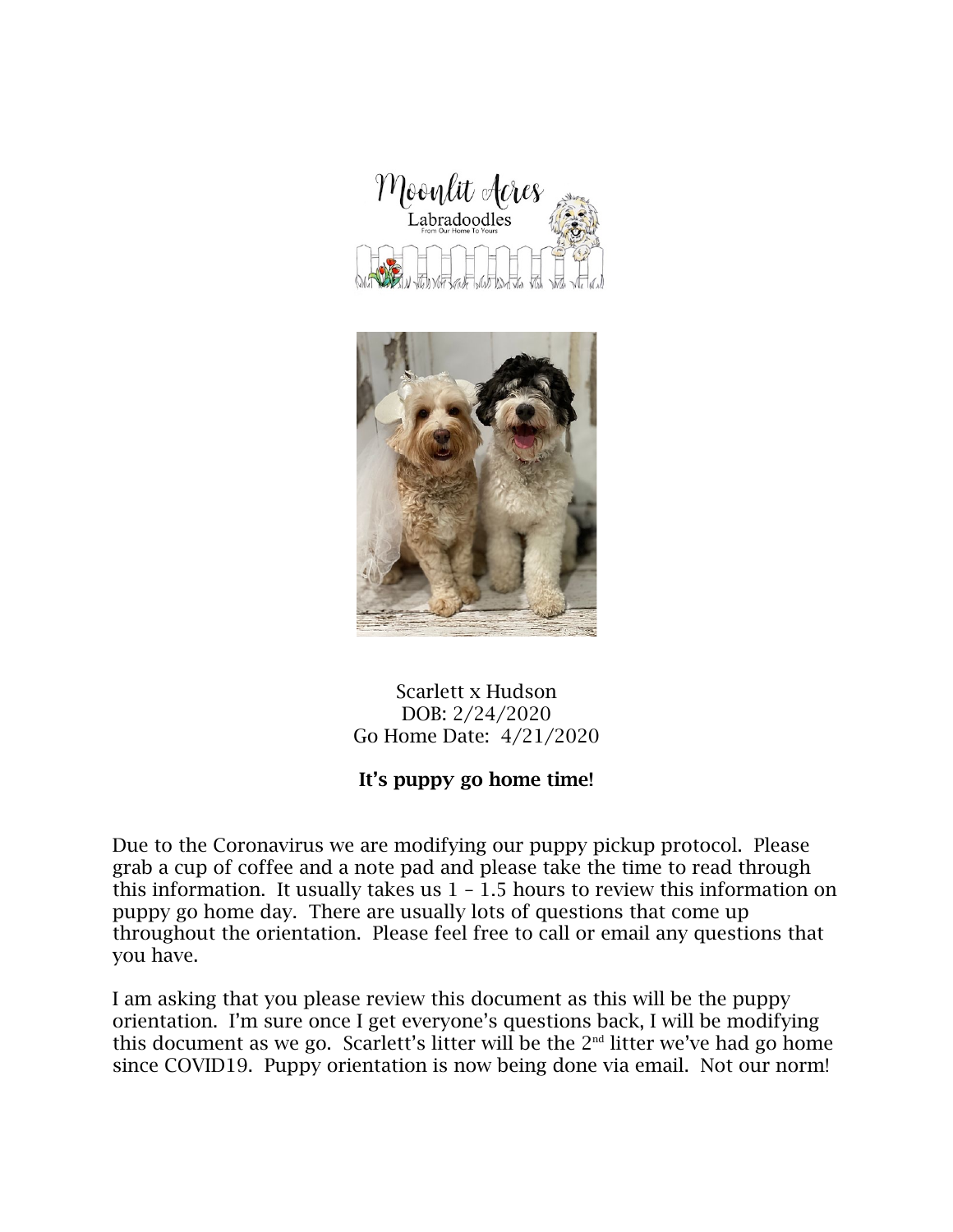Scarlett x Hudson
DOB: 2/24/2020
Go Home Date: 4/21/2020

**It's puppy go home time!**

Due to the Coronavirus we are modifying our puppy pickup protocol. Please grab a cup of coffee and a note pad and please take the time to read through this information. It usually takes us 1 – 1.5 hours to review this information on puppy go home day. There are usually lots of questions that come up throughout the orientation. Please feel free to call or email any questions that you have.

I am asking that you please review this document as this will be the puppy orientation. I'm sure once I get everyone's questions back, I will be modifying this document as we go. Scarlett's litter will be the 2nd litter we've had go home since COVID19. Puppy orientation is now being done via email. Not our norm!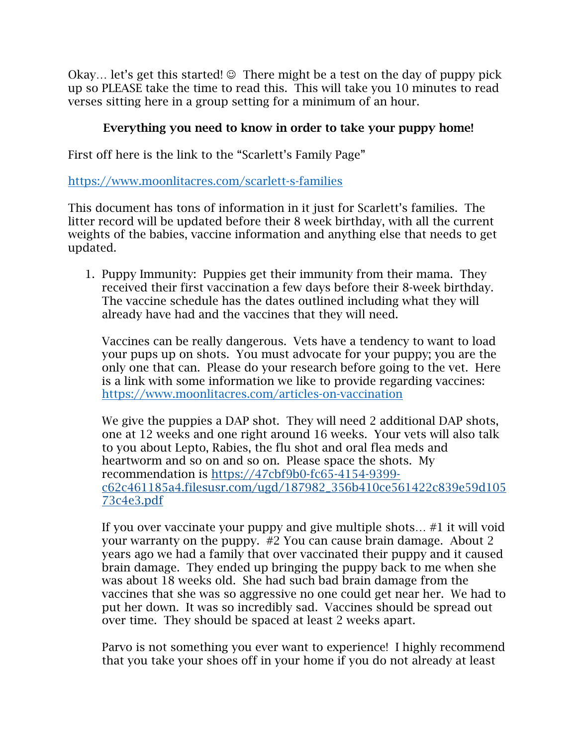Okay… let's get this started! ☺ There might be a test on the day of puppy pick up so PLEASE take the time to read this. This will take you 10 minutes to read verses sitting here in a group setting for a minimum of an hour.

**Everything you need to know in order to take your puppy home!**

First off here is the link to the "Scarlett's Family Page"

https://www.moonlitacres.com/scarlett-s-families

This document has tons of information in it just for Scarlett's families. The litter record will be updated before their 8 week birthday, with all the current weights of the babies, vaccine information and anything else that needs to get updated.

1. Puppy Immunity: Puppies get their immunity from their mama. They received their first vaccination a few days before their 8-week birthday. The vaccine schedule has the dates outlined including what they will already have had and the vaccines that they will need.

   Vaccines can be really dangerous. Vets have a tendency to want to load your pups up on shots. You must advocate for your puppy; you are the only one that can. Please do your research before going to the vet. Here is a link with some information we like to provide regarding vaccines: https://www.moonlitacres.com/articles-on-vaccination

   We give the puppies a DAP shot. They will need 2 additional DAP shots, one at 12 weeks and one right around 16 weeks. Your vets will also talk to you about Lepto, Rabies, the flu shot and oral flea meds and heartworm and so on and so on. Please space the shots. My recommendation is https://47cbf9b0-fc65-4154-9399-c62c461185a4.filesusr.com/ugd/187982_356b410ce561422c839e59d10573c4e3.pdf

   If you over vaccinate your puppy and give multiple shots… #1 it will void your warranty on the puppy. #2 You can cause brain damage. About 2 years ago we had a family that over vaccinated their puppy and it caused brain damage. They ended up bringing the puppy back to me when she was about 18 weeks old. She had such bad brain damage from the vaccines that she was so aggressive no one could get near her. We had to put her down. It was so incredibly sad. Vaccines should be spread out over time. They should be spaced at least 2 weeks apart.

   Parvo is not something you ever want to experience! I highly recommend that you take your shoes off in your home if you do not already at least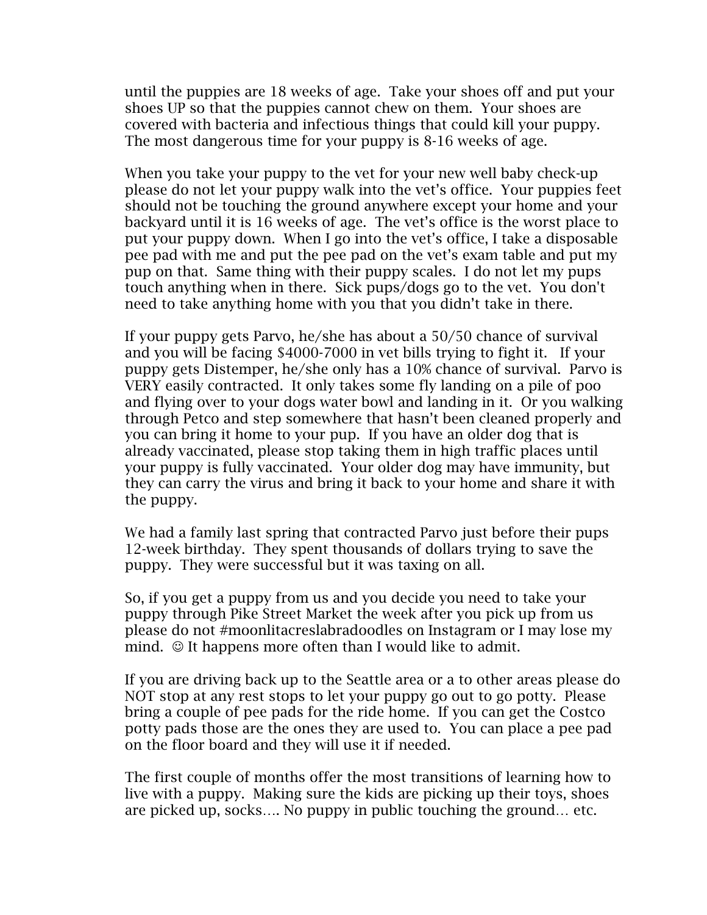until the puppies are 18 weeks of age. Take your shoes off and put your shoes UP so that the puppies cannot chew on them. Your shoes are covered with bacteria and infectious things that could kill your puppy. The most dangerous time for your puppy is 8-16 weeks of age.

When you take your puppy to the vet for your new well baby check-up please do not let your puppy walk into the vet's office. Your puppies feet should not be touching the ground anywhere except your home and your backyard until it is 16 weeks of age. The vet's office is the worst place to put your puppy down. When I go into the vet's office, I take a disposable pee pad with me and put the pee pad on the vet's exam table and put my pup on that. Same thing with their puppy scales. I do not let my pups touch anything when in there. Sick pups/dogs go to the vet. You don't need to take anything home with you that you didn't take in there.

If your puppy gets Parvo, he/she has about a 50/50 chance of survival and you will be facing $4000-7000 in vet bills trying to fight it. If your puppy gets Distemper, he/she only has a 10% chance of survival. Parvo is VERY easily contracted. It only takes some fly landing on a pile of poo and flying over to your dogs water bowl and landing in it. Or you walking through Petco and step somewhere that hasn't been cleaned properly and you can bring it home to your pup. If you have an older dog that is already vaccinated, please stop taking them in high traffic places until your puppy is fully vaccinated. Your older dog may have immunity, but they can carry the virus and bring it back to your home and share it with the puppy.

We had a family last spring that contracted Parvo just before their pups 12-week birthday. They spent thousands of dollars trying to save the puppy. They were successful but it was taxing on all.

So, if you get a puppy from us and you decide you need to take your puppy through Pike Street Market the week after you pick up from us please do not #moonlitacreslabradoodles on Instagram or I may lose my mind. ☺ It happens more often than I would like to admit.

If you are driving back up to the Seattle area or a to other areas please do NOT stop at any rest stops to let your puppy go out to go potty. Please bring a couple of pee pads for the ride home. If you can get the Costco potty pads those are the ones they are used to. You can place a pee pad on the floor board and they will use it if needed.

The first couple of months offer the most transitions of learning how to live with a puppy. Making sure the kids are picking up their toys, shoes are picked up, socks…. No puppy in public touching the ground… etc.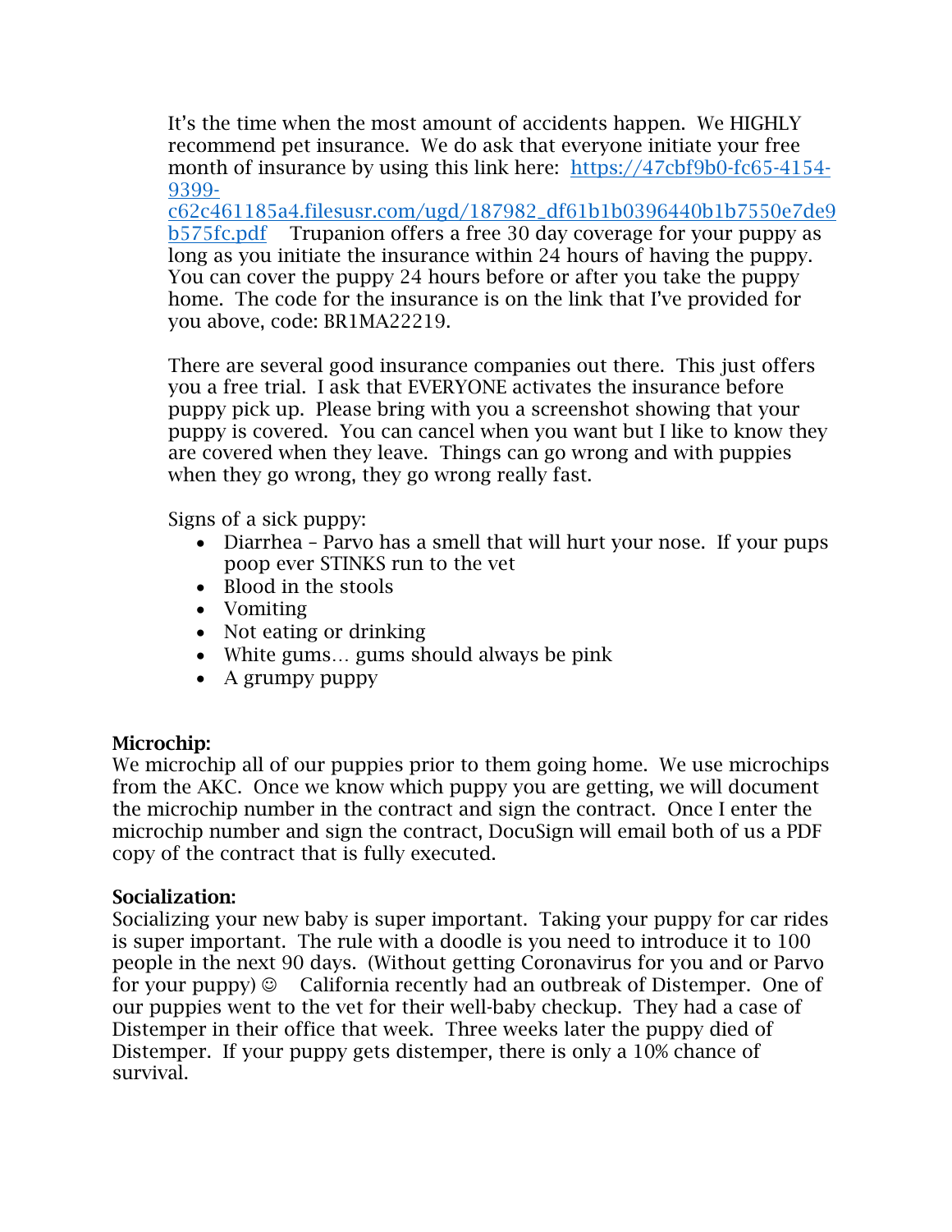It's the time when the most amount of accidents happen. We HIGHLY recommend pet insurance. We do ask that everyone initiate your free month of insurance by using this link here: [https://47cbf9b0-fc65-4154-9399-c62c461185a4.filesusr.com/ugd/187982_df61b1b0396440b1b7550e7de9b575fc.pdf](https://47cbf9b0-fc65-4154-9399-c62c461185a4.filesusr.com/ugd/187982_df61b1b0396440b1b7550e7de9b575fc.pdf) Trupanion offers a free 30 day coverage for your puppy as long as you initiate the insurance within 24 hours of having the puppy. You can cover the puppy 24 hours before or after you take the puppy home. The code for the insurance is on the link that I've provided for you above, code: BR1MA22219.

There are several good insurance companies out there. This just offers you a free trial. I ask that EVERYONE activates the insurance before puppy pick up. Please bring with you a screenshot showing that your puppy is covered. You can cancel when you want but I like to know they are covered when they leave. Things can go wrong and with puppies when they go wrong, they go wrong really fast.

Signs of a sick puppy:

- Diarrhea – Parvo has a smell that will hurt your nose. If your pups poop ever STINKS run to the vet
- Blood in the stools
- Vomiting
- Not eating or drinking
- White gums… gums should always be pink
- A grumpy puppy

**Microchip:**
We microchip all of our puppies prior to them going home. We use microchips from the AKC. Once we know which puppy you are getting, we will document the microchip number in the contract and sign the contract. Once I enter the microchip number and sign the contract, DocuSign will email both of us a PDF copy of the contract that is fully executed.

**Socialization:**
Socializing your new baby is super important. Taking your puppy for car rides is super important. The rule with a doodle is you need to introduce it to 100 people in the next 90 days. (Without getting Coronavirus for you and or Parvo for your puppy) ☺ California recently had an outbreak of Distemper. One of our puppies went to the vet for their well-baby checkup. They had a case of Distemper in their office that week. Three weeks later the puppy died of Distemper. If your puppy gets distemper, there is only a 10% chance of survival.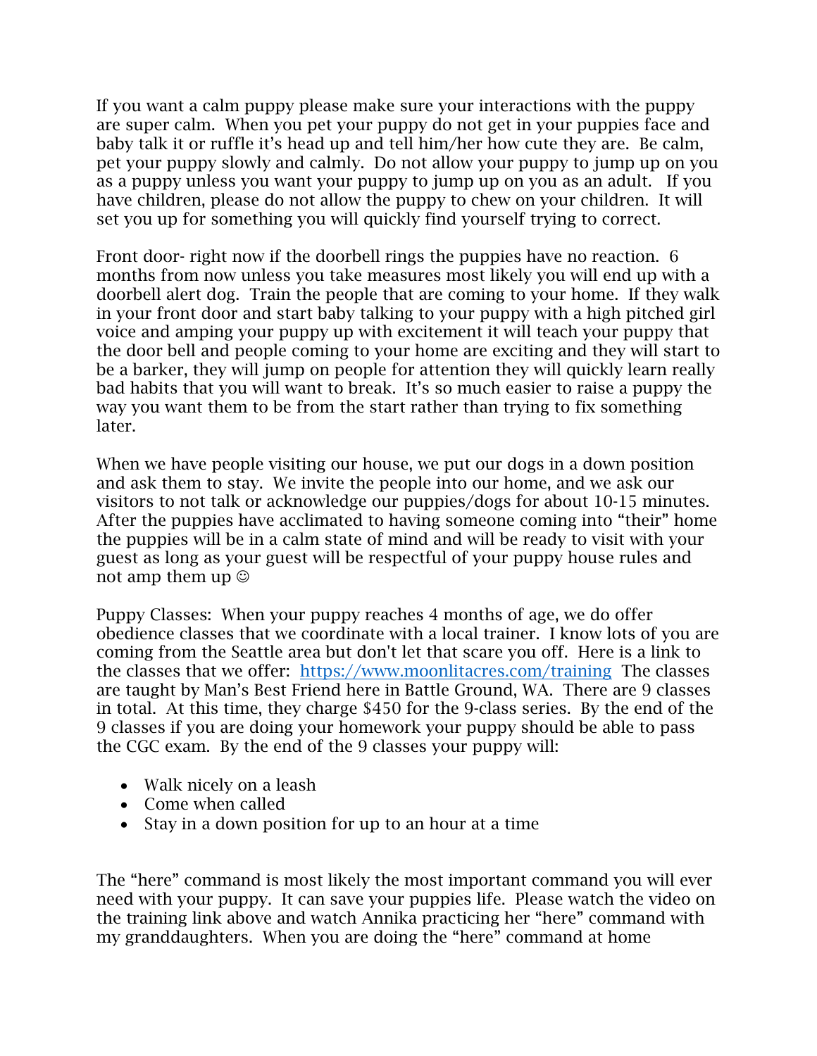If you want a calm puppy please make sure your interactions with the puppy are super calm. When you pet your puppy do not get in your puppies face and baby talk it or ruffle it's head up and tell him/her how cute they are. Be calm, pet your puppy slowly and calmly. Do not allow your puppy to jump up on you as a puppy unless you want your puppy to jump up on you as an adult. If you have children, please do not allow the puppy to chew on your children. It will set you up for something you will quickly find yourself trying to correct.

Front door- right now if the doorbell rings the puppies have no reaction. 6 months from now unless you take measures most likely you will end up with a doorbell alert dog. Train the people that are coming to your home. If they walk in your front door and start baby talking to your puppy with a high pitched girl voice and amping your puppy up with excitement it will teach your puppy that the door bell and people coming to your home are exciting and they will start to be a barker, they will jump on people for attention they will quickly learn really bad habits that you will want to break. It's so much easier to raise a puppy the way you want them to be from the start rather than trying to fix something later.

When we have people visiting our house, we put our dogs in a down position and ask them to stay. We invite the people into our home, and we ask our visitors to not talk or acknowledge our puppies/dogs for about 10-15 minutes. After the puppies have acclimated to having someone coming into "their" home the puppies will be in a calm state of mind and will be ready to visit with your guest as long as your guest will be respectful of your puppy house rules and not amp them up ☺

Puppy Classes: When your puppy reaches 4 months of age, we do offer obedience classes that we coordinate with a local trainer. I know lots of you are coming from the Seattle area but don't let that scare you off. Here is a link to the classes that we offer: [https://www.moonlitacres.com/training](https://www.moonlitacres.com/training) The classes are taught by Man's Best Friend here in Battle Ground, WA. There are 9 classes in total. At this time, they charge $450 for the 9-class series. By the end of the 9 classes if you are doing your homework your puppy should be able to pass the CGC exam. By the end of the 9 classes your puppy will:

- Walk nicely on a leash
- Come when called
- Stay in a down position for up to an hour at a time

The "here" command is most likely the most important command you will ever need with your puppy. It can save your puppies life. Please watch the video on the training link above and watch Annika practicing her "here" command with my granddaughters. When you are doing the "here" command at home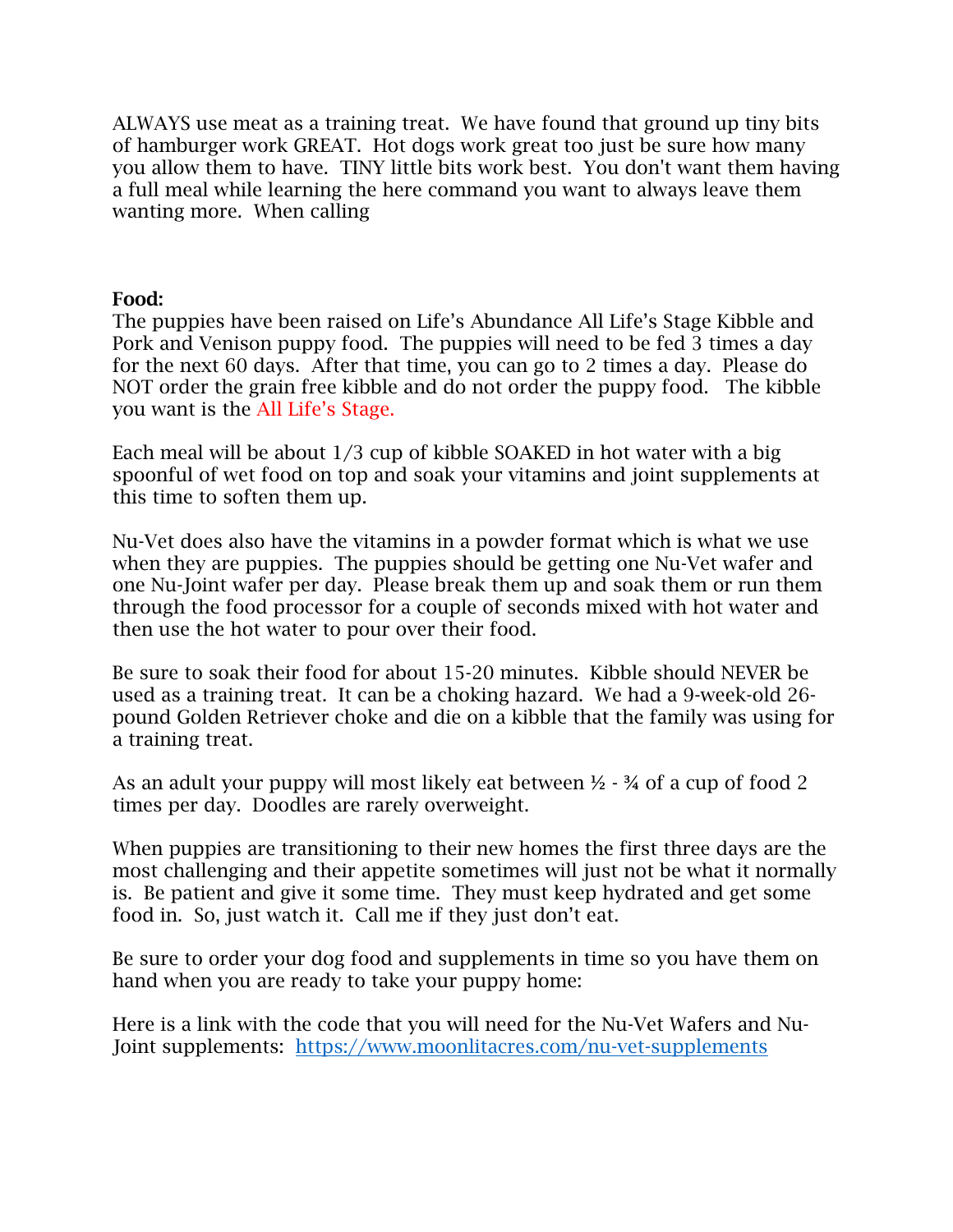ALWAYS use meat as a training treat. We have found that ground up tiny bits of hamburger work GREAT. Hot dogs work great too just be sure how many you allow them to have. TINY little bits work best. You don't want them having a full meal while learning the here command you want to always leave them wanting more. When calling

**Food:**
The puppies have been raised on Life's Abundance All Life's Stage Kibble and Pork and Venison puppy food. The puppies will need to be fed 3 times a day for the next 60 days. After that time, you can go to 2 times a day. Please do NOT order the grain free kibble and do not order the puppy food. The kibble you want is the All Life's Stage.

Each meal will be about 1/3 cup of kibble SOAKED in hot water with a big spoonful of wet food on top and soak your vitamins and joint supplements at this time to soften them up.

Nu-Vet does also have the vitamins in a powder format which is what we use when they are puppies. The puppies should be getting one Nu-Vet wafer and one Nu-Joint wafer per day. Please break them up and soak them or run them through the food processor for a couple of seconds mixed with hot water and then use the hot water to pour over their food.

Be sure to soak their food for about 15-20 minutes. Kibble should NEVER be used as a training treat. It can be a choking hazard. We had a 9-week-old 26-pound Golden Retriever choke and die on a kibble that the family was using for a training treat.

As an adult your puppy will most likely eat between ½ - ¾ of a cup of food 2 times per day. Doodles are rarely overweight.

When puppies are transitioning to their new homes the first three days are the most challenging and their appetite sometimes will just not be what it normally is. Be patient and give it some time. They must keep hydrated and get some food in. So, just watch it. Call me if they just don't eat.

Be sure to order your dog food and supplements in time so you have them on hand when you are ready to take your puppy home:

Here is a link with the code that you will need for the Nu-Vet Wafers and Nu-Joint supplements: [https://www.moonlitacres.com/nu-vet-supplements](https://www.moonlitacres.com/nu-vet-supplements)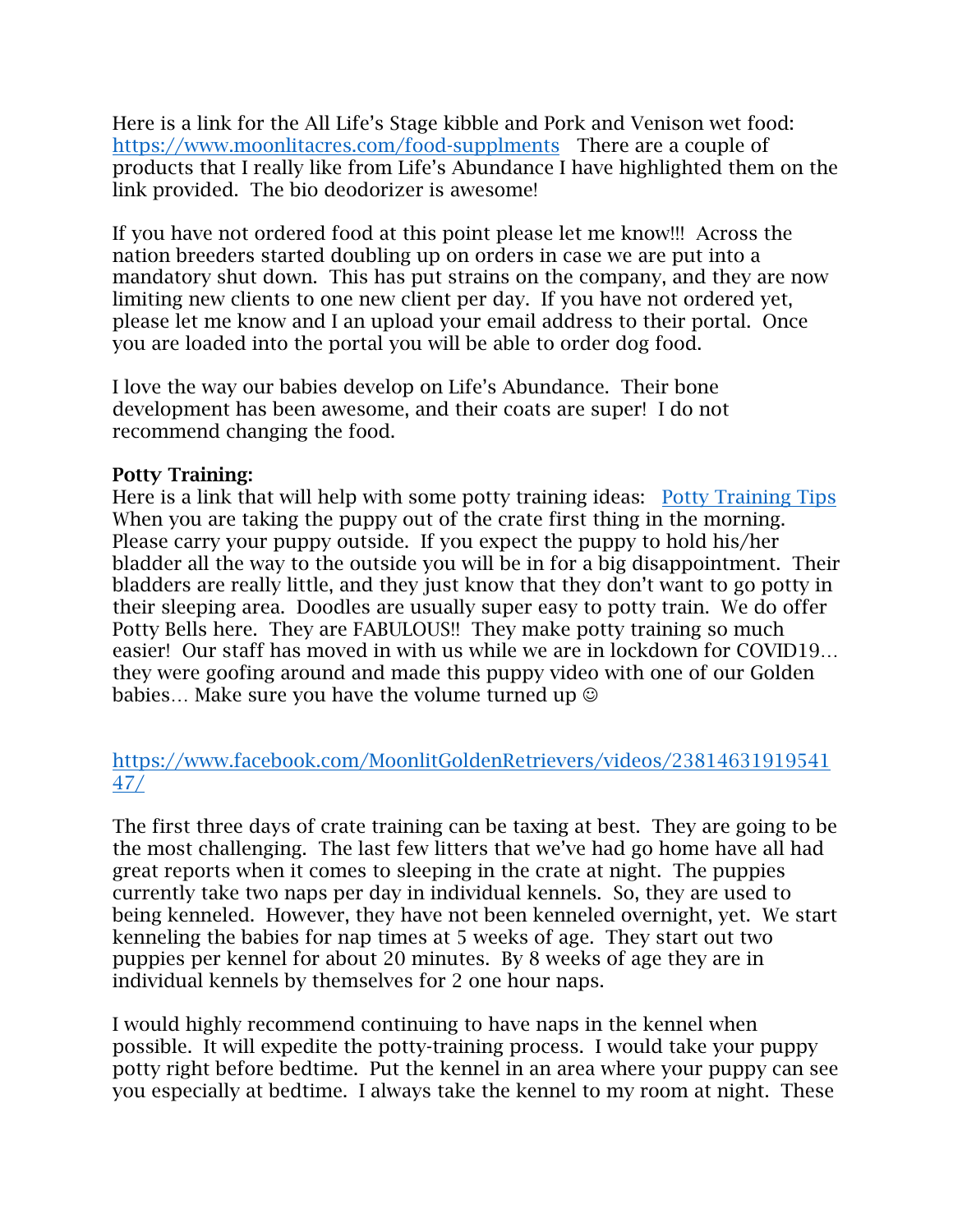Here is a link for the All Life's Stage kibble and Pork and Venison wet food: [https://www.moonlitacres.com/food-supplments](https://www.moonlitacres.com/food-supplments) There are a couple of products that I really like from Life's Abundance I have highlighted them on the link provided. The bio deodorizer is awesome!

If you have not ordered food at this point please let me know!!! Across the nation breeders started doubling up on orders in case we are put into a mandatory shut down. This has put strains on the company, and they are now limiting new clients to one new client per day. If you have not ordered yet, please let me know and I an upload your email address to their portal. Once you are loaded into the portal you will be able to order dog food.

I love the way our babies develop on Life's Abundance. Their bone development has been awesome, and their coats are super! I do not recommend changing the food.

**Potty Training:**
Here is a link that will help with some potty training ideas: Potty Training Tips When you are taking the puppy out of the crate first thing in the morning. Please carry your puppy outside. If you expect the puppy to hold his/her bladder all the way to the outside you will be in for a big disappointment. Their bladders are really little, and they just know that they don't want to go potty in their sleeping area. Doodles are usually super easy to potty train. We do offer Potty Bells here. They are FABULOUS!! They make potty training so much easier! Our staff has moved in with us while we are in lockdown for COVID19… they were goofing around and made this puppy video with one of our Golden babies… Make sure you have the volume turned up ☺

[https://www.facebook.com/MoonlitGoldenRetrievers/videos/2381463191954147/](https://www.facebook.com/MoonlitGoldenRetrievers/videos/2381463191954147/)

The first three days of crate training can be taxing at best. They are going to be the most challenging. The last few litters that we've had go home have all had great reports when it comes to sleeping in the crate at night. The puppies currently take two naps per day in individual kennels. So, they are used to being kenneled. However, they have not been kenneled overnight, yet. We start kenneling the babies for nap times at 5 weeks of age. They start out two puppies per kennel for about 20 minutes. By 8 weeks of age they are in individual kennels by themselves for 2 one hour naps.

I would highly recommend continuing to have naps in the kennel when possible. It will expedite the potty-training process. I would take your puppy potty right before bedtime. Put the kennel in an area where your puppy can see you especially at bedtime. I always take the kennel to my room at night. These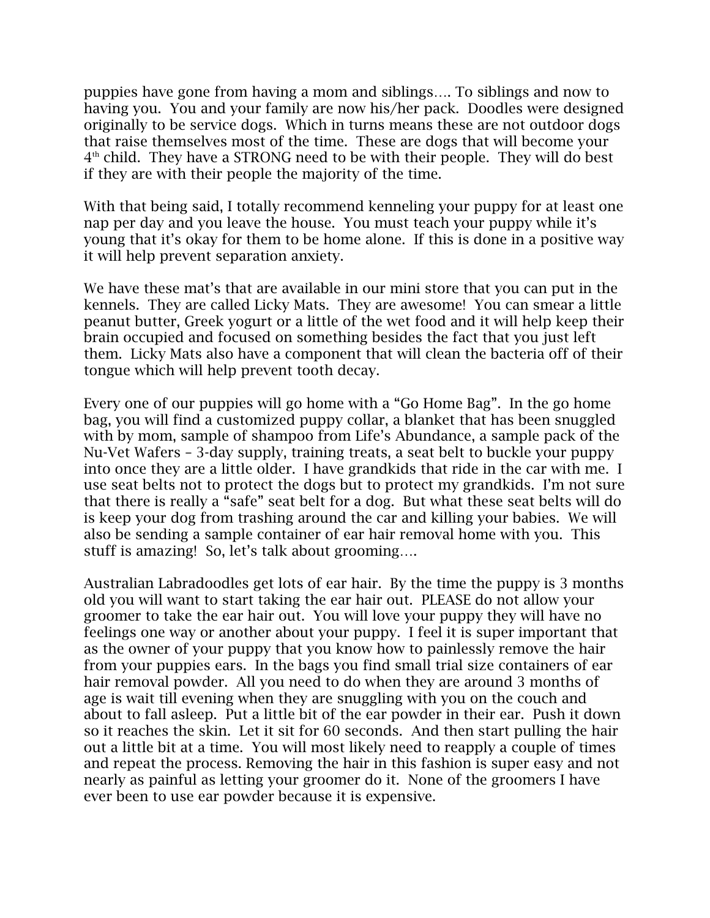puppies have gone from having a mom and siblings…. To siblings and now to having you. You and your family are now his/her pack. Doodles were designed originally to be service dogs. Which in turns means these are not outdoor dogs that raise themselves most of the time. These are dogs that will become your 4th child. They have a STRONG need to be with their people. They will do best if they are with their people the majority of the time.

With that being said, I totally recommend kenneling your puppy for at least one nap per day and you leave the house. You must teach your puppy while it's young that it's okay for them to be home alone. If this is done in a positive way it will help prevent separation anxiety.

We have these mat's that are available in our mini store that you can put in the kennels. They are called Licky Mats. They are awesome! You can smear a little peanut butter, Greek yogurt or a little of the wet food and it will help keep their brain occupied and focused on something besides the fact that you just left them. Licky Mats also have a component that will clean the bacteria off of their tongue which will help prevent tooth decay.

Every one of our puppies will go home with a "Go Home Bag". In the go home bag, you will find a customized puppy collar, a blanket that has been snuggled with by mom, sample of shampoo from Life's Abundance, a sample pack of the Nu-Vet Wafers – 3-day supply, training treats, a seat belt to buckle your puppy into once they are a little older. I have grandkids that ride in the car with me. I use seat belts not to protect the dogs but to protect my grandkids. I'm not sure that there is really a "safe" seat belt for a dog. But what these seat belts will do is keep your dog from trashing around the car and killing your babies. We will also be sending a sample container of ear hair removal home with you. This stuff is amazing! So, let's talk about grooming….

Australian Labradoodles get lots of ear hair. By the time the puppy is 3 months old you will want to start taking the ear hair out. PLEASE do not allow your groomer to take the ear hair out. You will love your puppy they will have no feelings one way or another about your puppy. I feel it is super important that as the owner of your puppy that you know how to painlessly remove the hair from your puppies ears. In the bags you find small trial size containers of ear hair removal powder. All you need to do when they are around 3 months of age is wait till evening when they are snuggling with you on the couch and about to fall asleep. Put a little bit of the ear powder in their ear. Push it down so it reaches the skin. Let it sit for 60 seconds. And then start pulling the hair out a little bit at a time. You will most likely need to reapply a couple of times and repeat the process. Removing the hair in this fashion is super easy and not nearly as painful as letting your groomer do it. None of the groomers I have ever been to use ear powder because it is expensive.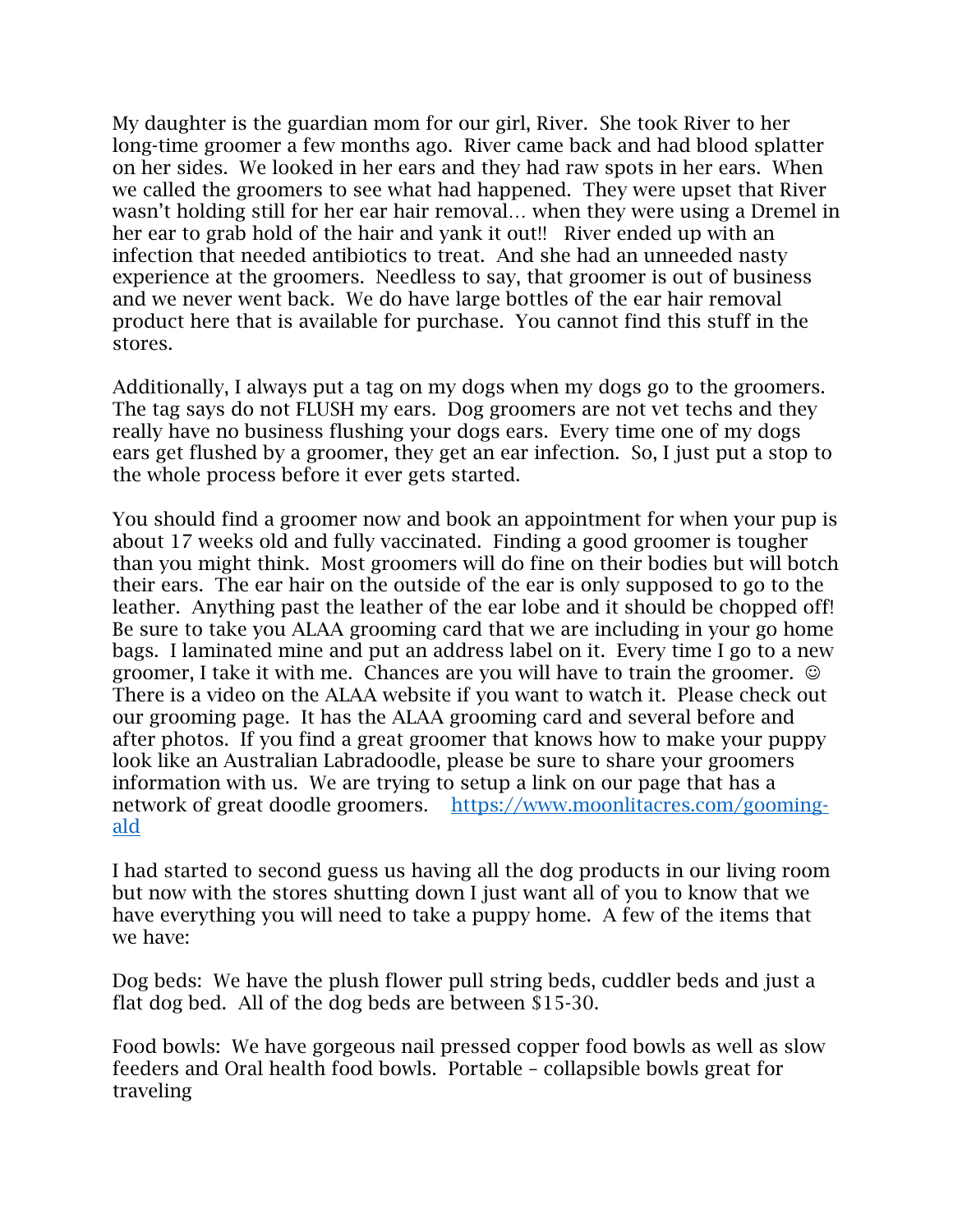My daughter is the guardian mom for our girl, River. She took River to her long-time groomer a few months ago. River came back and had blood splatter on her sides. We looked in her ears and they had raw spots in her ears. When we called the groomers to see what had happened. They were upset that River wasn't holding still for her ear hair removal… when they were using a Dremel in her ear to grab hold of the hair and yank it out!! River ended up with an infection that needed antibiotics to treat. And she had an unneeded nasty experience at the groomers. Needless to say, that groomer is out of business and we never went back. We do have large bottles of the ear hair removal product here that is available for purchase. You cannot find this stuff in the stores.

Additionally, I always put a tag on my dogs when my dogs go to the groomers. The tag says do not FLUSH my ears. Dog groomers are not vet techs and they really have no business flushing your dogs ears. Every time one of my dogs ears get flushed by a groomer, they get an ear infection. So, I just put a stop to the whole process before it ever gets started.

You should find a groomer now and book an appointment for when your pup is about 17 weeks old and fully vaccinated. Finding a good groomer is tougher than you might think. Most groomers will do fine on their bodies but will botch their ears. The ear hair on the outside of the ear is only supposed to go to the leather. Anything past the leather of the ear lobe and it should be chopped off! Be sure to take you ALAA grooming card that we are including in your go home bags. I laminated mine and put an address label on it. Every time I go to a new groomer, I take it with me. Chances are you will have to train the groomer. ☺ There is a video on the ALAA website if you want to watch it. Please check out our grooming page. It has the ALAA grooming card and several before and after photos. If you find a great groomer that knows how to make your puppy look like an Australian Labradoodle, please be sure to share your groomers information with us. We are trying to setup a link on our page that has a network of great doodle groomers. [https://www.moonlitacres.com/gooming-ald](https://www.moonlitacres.com/gooming-ald)

I had started to second guess us having all the dog products in our living room but now with the stores shutting down I just want all of you to know that we have everything you will need to take a puppy home. A few of the items that we have:

Dog beds: We have the plush flower pull string beds, cuddler beds and just a flat dog bed. All of the dog beds are between $15-30.

Food bowls: We have gorgeous nail pressed copper food bowls as well as slow feeders and Oral health food bowls. Portable – collapsible bowls great for traveling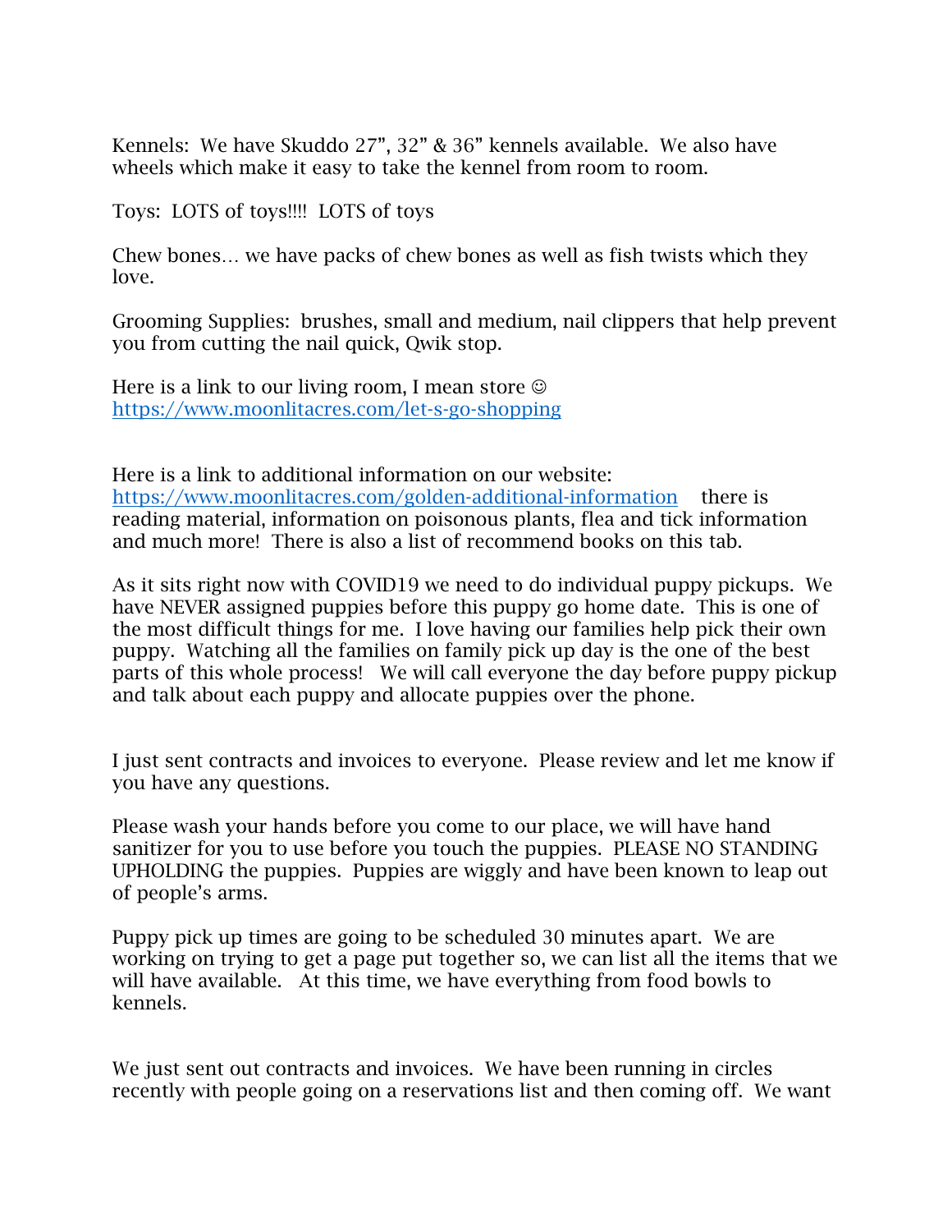Kennels: We have Skuddo 27", 32" & 36" kennels available. We also have wheels which make it easy to take the kennel from room to room.

Toys: LOTS of toys!!!! LOTS of toys

Chew bones… we have packs of chew bones as well as fish twists which they love.

Grooming Supplies: brushes, small and medium, nail clippers that help prevent you from cutting the nail quick, Qwik stop.

Here is a link to our living room, I mean store ☺
https://www.moonlitacres.com/let-s-go-shopping

Here is a link to additional information on our website: https://www.moonlitacres.com/golden-additional-information there is reading material, information on poisonous plants, flea and tick information and much more! There is also a list of recommend books on this tab.

As it sits right now with COVID19 we need to do individual puppy pickups. We have NEVER assigned puppies before this puppy go home date. This is one of the most difficult things for me. I love having our families help pick their own puppy. Watching all the families on family pick up day is the one of the best parts of this whole process! We will call everyone the day before puppy pickup and talk about each puppy and allocate puppies over the phone.

I just sent contracts and invoices to everyone. Please review and let me know if you have any questions.

Please wash your hands before you come to our place, we will have hand sanitizer for you to use before you touch the puppies. PLEASE NO STANDING UPHOLDING the puppies. Puppies are wiggly and have been known to leap out of people's arms.

Puppy pick up times are going to be scheduled 30 minutes apart. We are working on trying to get a page put together so, we can list all the items that we will have available. At this time, we have everything from food bowls to kennels.

We just sent out contracts and invoices. We have been running in circles recently with people going on a reservations list and then coming off. We want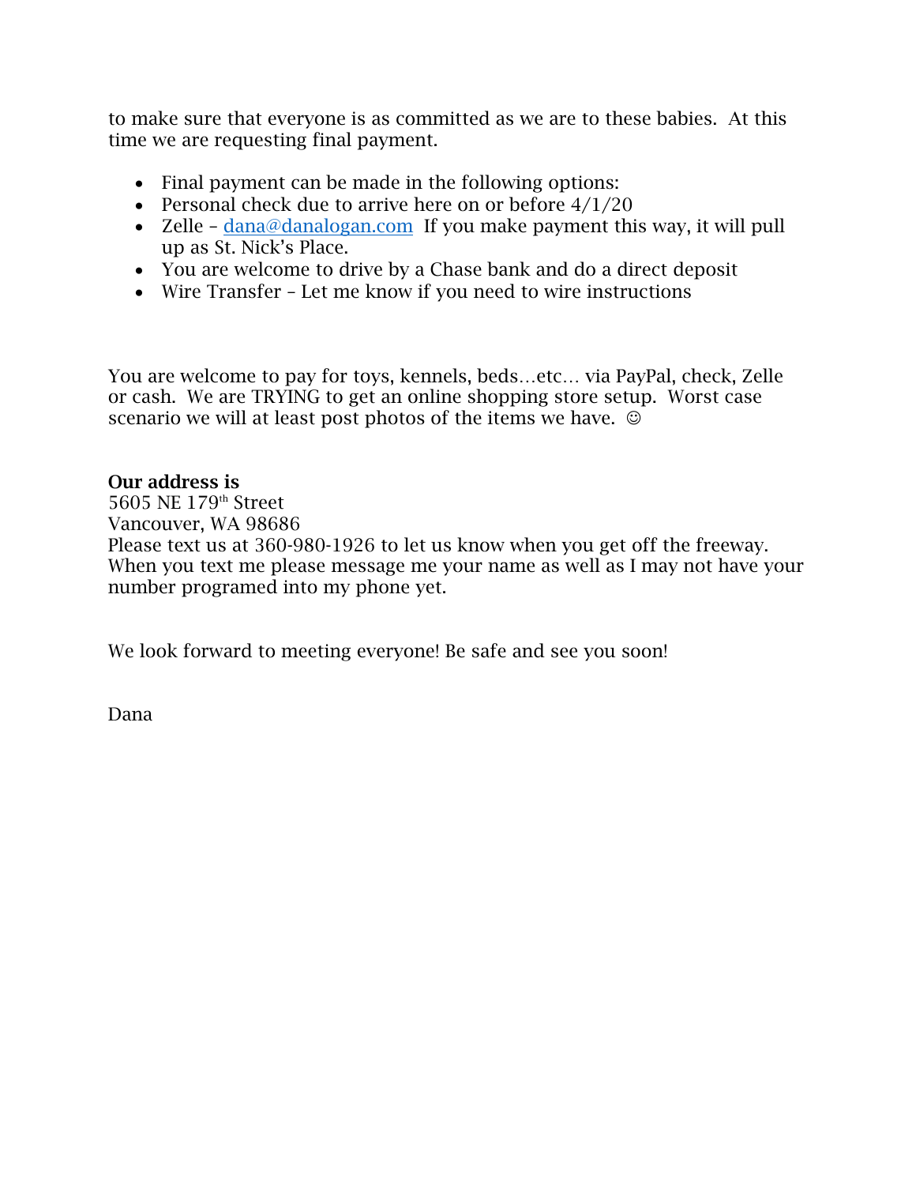to make sure that everyone is as committed as we are to these babies. At this time we are requesting final payment.

- Final payment can be made in the following options:
- Personal check due to arrive here on or before 4/1/20
- Zelle – dana@danalogan.com If you make payment this way, it will pull up as St. Nick's Place.
- You are welcome to drive by a Chase bank and do a direct deposit
- Wire Transfer – Let me know if you need to wire instructions

You are welcome to pay for toys, kennels, beds…etc… via PayPal, check, Zelle or cash. We are TRYING to get an online shopping store setup. Worst case scenario we will at least post photos of the items we have. ☺

**Our address is**
5605 NE 179th Street
Vancouver, WA 98686
Please text us at 360-980-1926 to let us know when you get off the freeway. When you text me please message me your name as well as I may not have your number programed into my phone yet.

We look forward to meeting everyone! Be safe and see you soon!

Dana